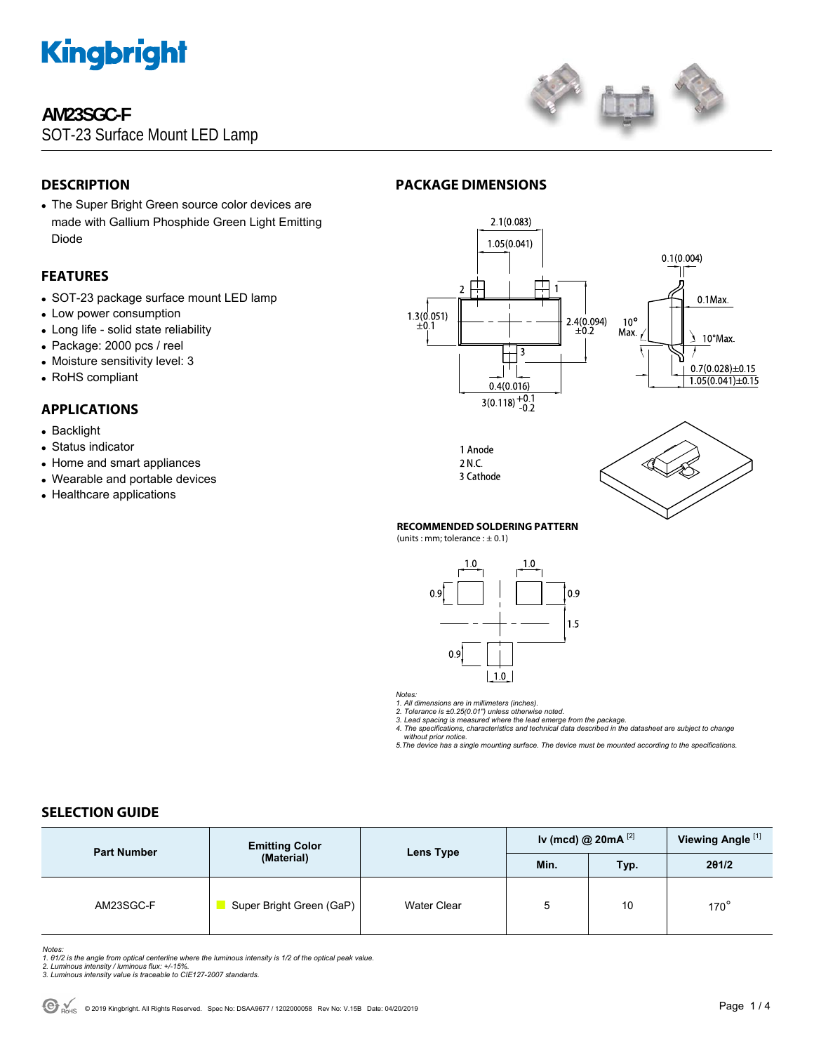# AM23SGC-F

SOT-23 Surface Mount LED Lamp

## DESCRIPTION

- The Super Bright Green source color devices are made with Gallium Phosphide Green Light Emitting Diode

## FEATURES

- SOT-23 package surface mount LED lamp
- Low power consumption
- Long life - solid state reliability
- Package: 2000 pcs / reel
- Moisture sensitivity level: 3
- RoHS compliant

## APPLICATIONS

- Backlight
- Status indicator
- Home and smart appliances
- Wearable and portable devices
- Healthcare applications

## PACKAGE DIMENSIONS

1 Anode
2 N.C.
3 Cathode

### RECOMMENDED SOLDERING PATTERN

(units : mm; tolerance : ± 0.1)

*Notes:*
1. *All dimensions are in millimeters (inches).*
2. *Tolerance is ±0.25(0.01") unless otherwise noted.*
3. *Lead spacing is measured where the lead emerge from the package.*
4. *The specifications, characteristics and technical data described in the datasheet are subject to change without prior notice.*
5. *The device has a single mounting surface. The device must be mounted according to the specifications.*

## SELECTION GUIDE

| Part Number | Emitting Color (Material) | Lens Type | Iv (mcd) @ 20mA [2] | | Viewing Angle [1] |
|---|---|---|---|---|---|
| | | | Min. | Typ. | 2θ1/2 |
| AM23SGC-F | Super Bright Green (GaP) | Water Clear | 5 | 10 | 170° |

*Notes:*
1. *θ1/2 is the angle from optical centerline where the luminous intensity is 1/2 of the optical peak value.*
2. *Luminous intensity / luminous flux: +/-15%.*
3. *Luminous intensity value is traceable to CIE127-2007 standards.*

© 2019 Kingbright. All Rights Reserved. Spec No: DSAA9677 / 1202000058 Rev No: V.15B Date: 04/20/2019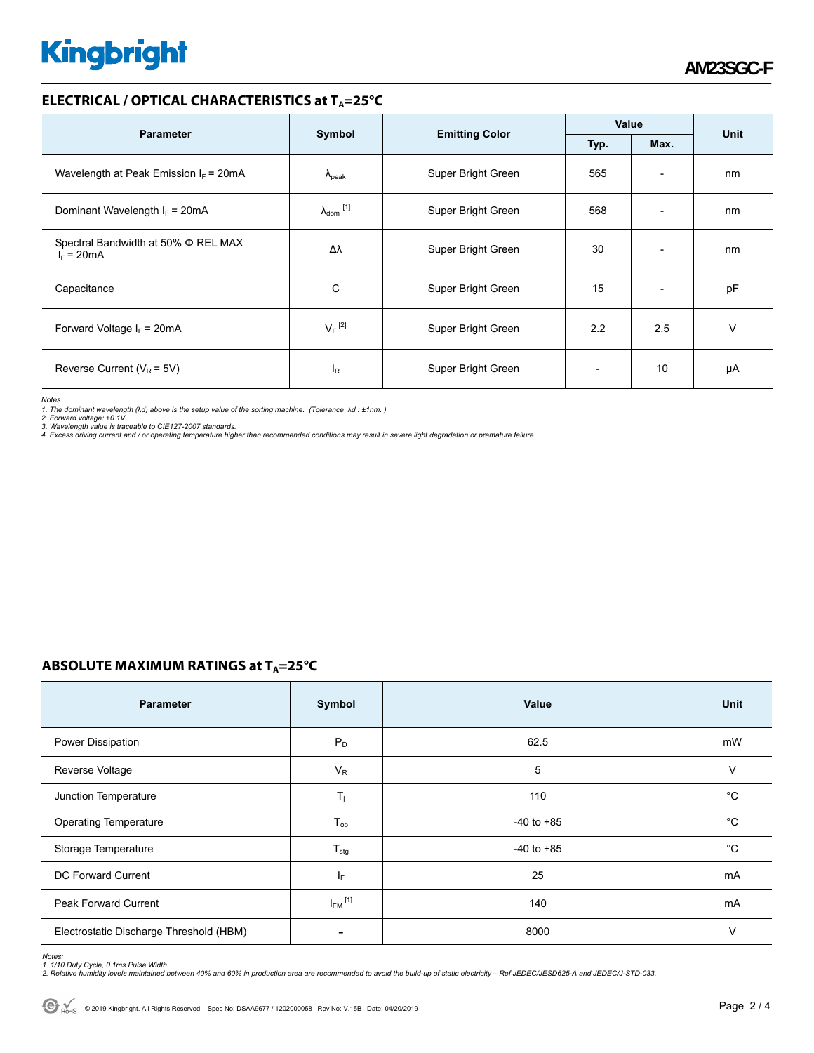## ELECTRICAL / OPTICAL CHARACTERISTICS at $T_A$=25°C

| Parameter | Symbol | Emitting Color | Value | | Unit |
|---|---|---|---|---|---|
| | | | Typ. | Max. | |
| Wavelength at Peak Emission $I_F$ = 20mA | $\lambda_{peak}$ | Super Bright Green | 565 | - | nm |
| Dominant Wavelength $I_F$ = 20mA | $\lambda_{dom}$ [1] | Super Bright Green | 568 | - | nm |
| Spectral Bandwidth at 50% Φ REL MAX $I_F$ = 20mA | Δλ | Super Bright Green | 30 | - | nm |
| Capacitance | C | Super Bright Green | 15 | - | pF |
| Forward Voltage $I_F$ = 20mA | $V_F$ [2] | Super Bright Green | 2.2 | 2.5 | V |
| Reverse Current ($V_R$ = 5V) | $I_R$ | Super Bright Green | - | 10 | μA |

*Notes:*
*1. The dominant wavelength (λd) above is the setup value of the sorting machine. (Tolerance λd : ±1nm. )*
*2. Forward voltage: ±0.1V.*
*3. Wavelength value is traceable to CIE127-2007 standards.*
*4. Excess driving current and / or operating temperature higher than recommended conditions may result in severe light degradation or premature failure.*

## ABSOLUTE MAXIMUM RATINGS at $T_A$=25°C

| Parameter | Symbol | Value | Unit |
|---|---|---|---|
| Power Dissipation | $P_D$ | 62.5 | mW |
| Reverse Voltage | $V_R$ | 5 | V |
| Junction Temperature | $T_j$ | 110 | °C |
| Operating Temperature | $T_{op}$ | -40 to +85 | °C |
| Storage Temperature | $T_{stg}$ | -40 to +85 | °C |
| DC Forward Current | $I_F$ | 25 | mA |
| Peak Forward Current | $I_{FM}$ [1] | 140 | mA |
| Electrostatic Discharge Threshold (HBM) | - | 8000 | V |

*Notes:*
*1. 1/10 Duty Cycle, 0.1ms Pulse Width.*
*2. Relative humidity levels maintained between 40% and 60% in production area are recommended to avoid the build-up of static electricity – Ref JEDEC/JESD625-A and JEDEC/J-STD-033.*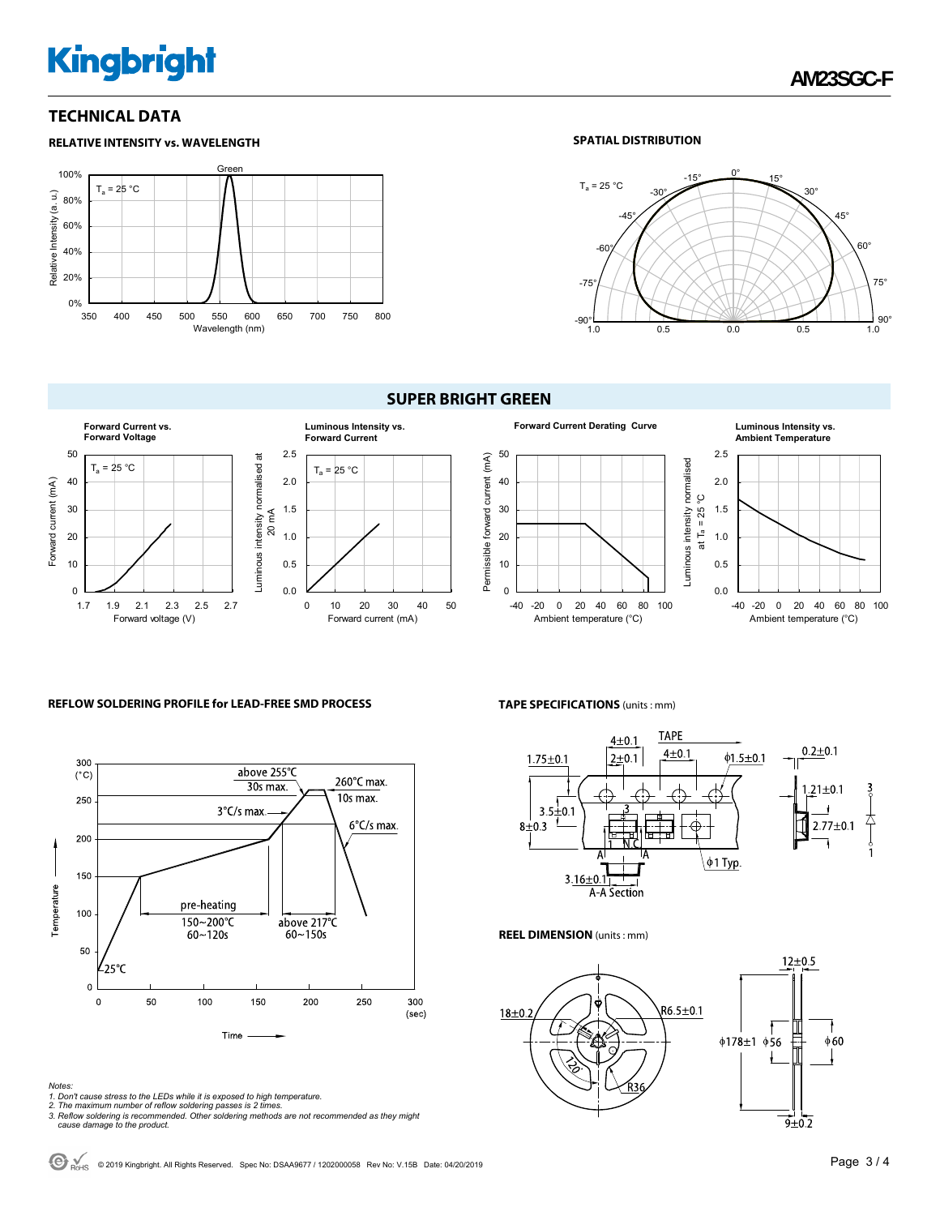## TECHNICAL DATA

### RELATIVE INTENSITY vs. WAVELENGTH

Green

$T_a$ = 25 °C

Relative Intensity (a. u.)

Wavelength (nm)

### SPATIAL DISTRIBUTION

$T_a$ = 25 °C

## SUPER BRIGHT GREEN

**Forward Current vs. Forward Voltage**

$T_a$ = 25 °C

Forward current (mA)

Forward voltage (V)

**Luminous Intensity vs. Forward Current**

$T_a$ = 25 °C

Luminous intensity normalised at 20 mA

Forward current (mA)

**Forward Current Derating Curve**

Permissible forward current (mA)

Ambient temperature (°C)

**Luminous Intensity vs. Ambient Temperature**

Luminous intensity normalised at $T_a$ = 25 °C

Ambient temperature (°C)

### REFLOW SOLDERING PROFILE for LEAD-FREE SMD PROCESS

above 255°C 30s max.

260°C max. 10s max.

3°C/s max.

6°C/s max.

pre-heating 150~200°C 60~120s

above 217°C 60~150s

25°C

Temperature (°C)

Time (sec)

*Notes:*

*1. Don't cause stress to the LEDs while it is exposed to high temperature.*

*2. The maximum number of reflow soldering passes is 2 times.*

*3. Reflow soldering is recommended. Other soldering methods are not recommended as they might cause damage to the product.*

### TAPE SPECIFICATIONS (units : mm)

TAPE

4±0.1, 2±0.1, 4±0.1, 1.75±0.1, ϕ1.5±0.1, 0.2±0.1, 1.21±0.1, 3.5±0.1, 8±0.3, 2.77±0.1, ϕ1 Typ., 3.16±0.1

A-A Section

### REEL DIMENSION (units : mm)

18±0.2, R6.5±0.1, 120°, R36, 12±0.5, ϕ178±1, ϕ56, ϕ60, 9±0.2

© 2019 Kingbright. All Rights Reserved. Spec No: DSAA9677 / 1202000058 Rev No: V.15B Date: 04/20/2019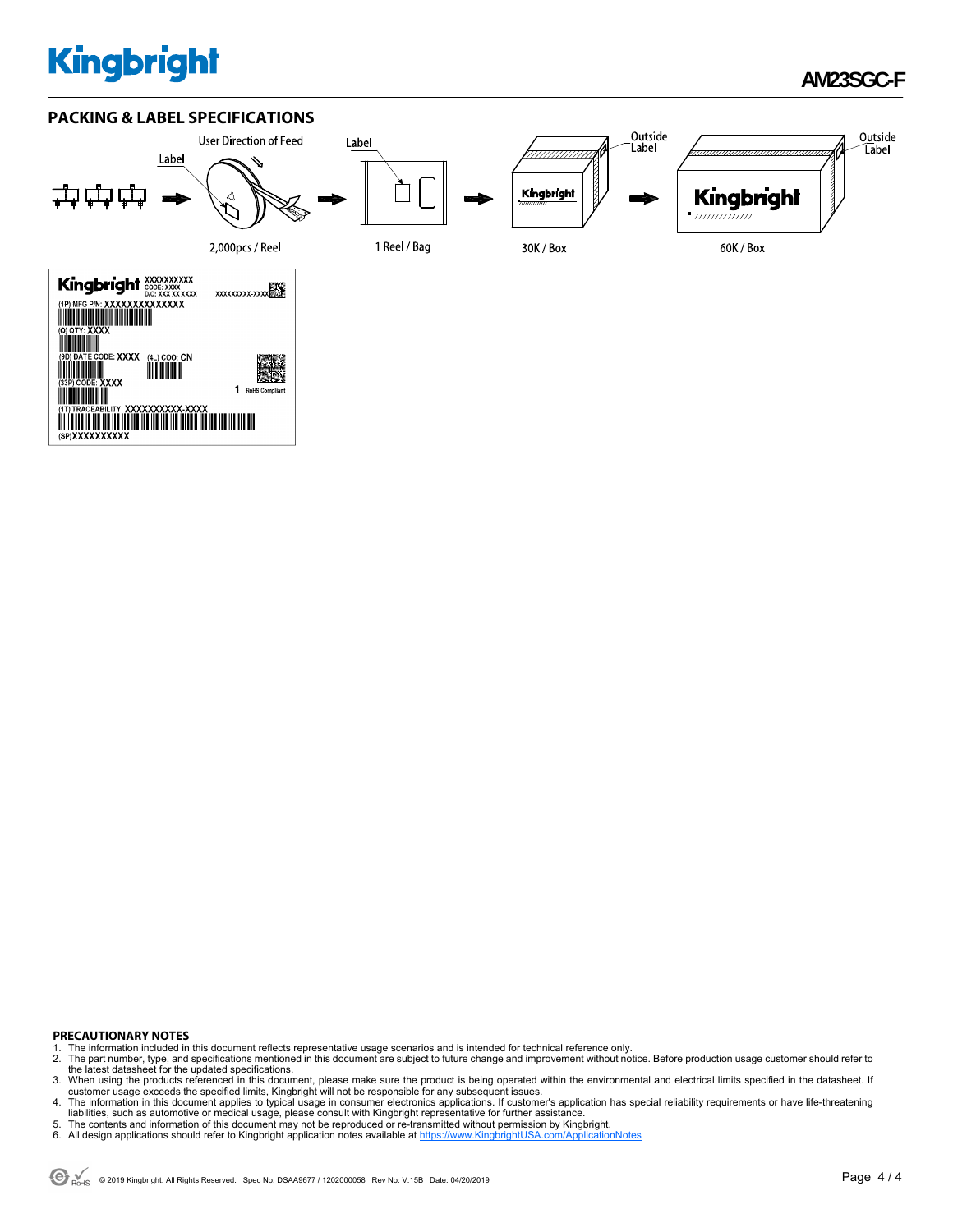## PACKING & LABEL SPECIFICATIONS

Label

User Direction of Feed

2,000pcs / Reel

Label

1 Reel / Bag

Outside Label

30K / Box

Outside Label

60K / Box

Kingbright XXXXXXXXXX CODE: XXXX D/C: XXX XX XXXX XXXXXXXXX-XXXX

(1P) MFG P/N: XXXXXXXXXXXXXX

(Q) QTY: XXXX

(9D) DATE CODE: XXXX (4L) COO: CN

(33P) CODE: XXXX

1 RoHS Compliant

(1T) TRACEABILITY: XXXXXXXXXX-XXXX

(SP)XXXXXXXXXX

**PRECAUTIONARY NOTES**

1. The information included in this document reflects representative usage scenarios and is intended for technical reference only.
2. The part number, type, and specifications mentioned in this document are subject to future change and improvement without notice. Before production usage customer should refer to the latest datasheet for the updated specifications.
3. When using the products referenced in this document, please make sure the product is being operated within the environmental and electrical limits specified in the datasheet. If customer usage exceeds the specified limits, Kingbright will not be responsible for any subsequent issues.
4. The information in this document applies to typical usage in consumer electronics applications. If customer's application has special reliability requirements or have life-threatening liabilities, such as automotive or medical usage, please consult with Kingbright representative for further assistance.
5. The contents and information of this document may not be reproduced or re-transmitted without permission by Kingbright.
6. All design applications should refer to Kingbright application notes available at https://www.KingbrightUSA.com/ApplicationNotes